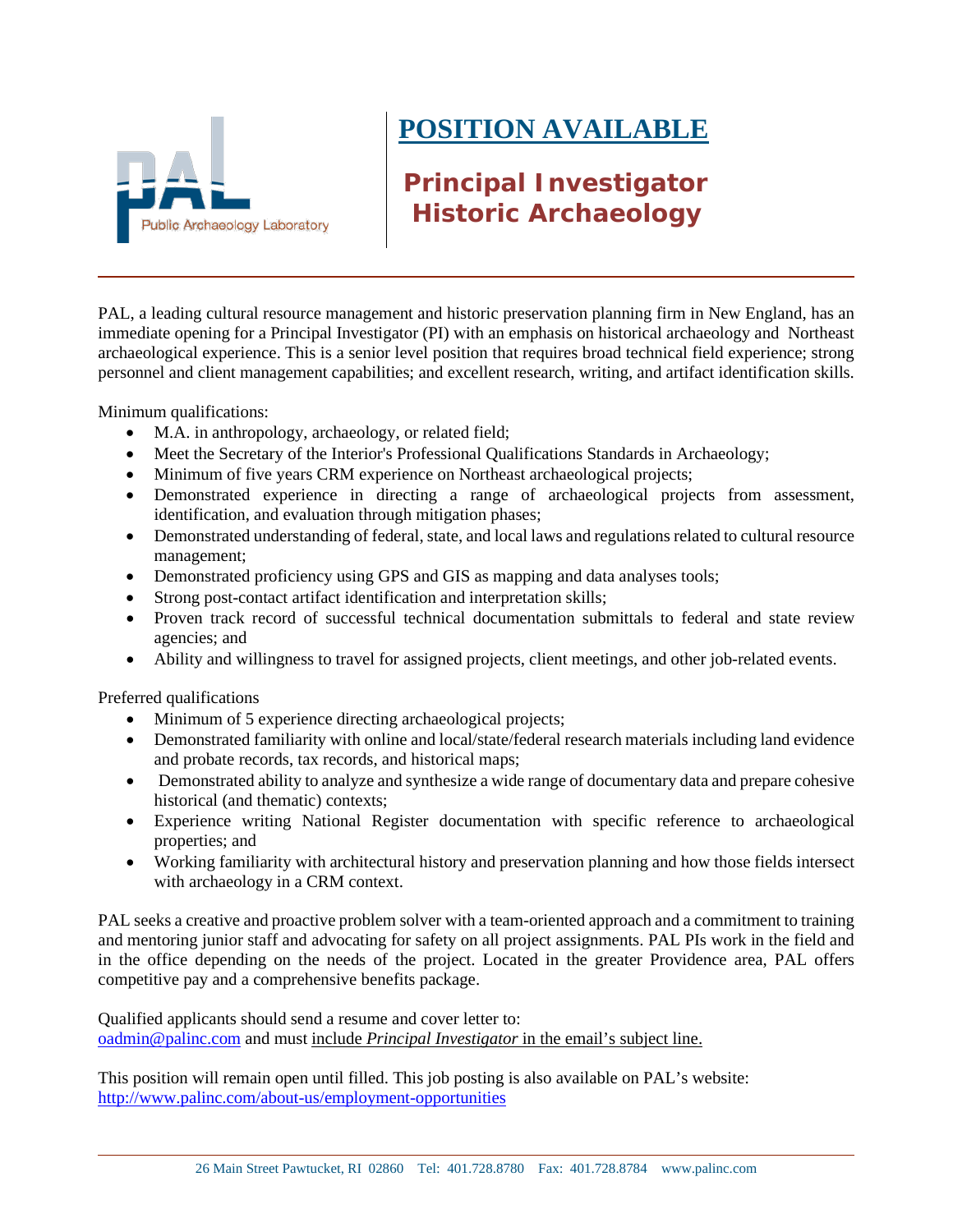Public Archaeology Laboratory

# POSITION AVAILABLE

## Principal Investigator Historic Archaeology

PAL, a leading cultural resource management and historic preservation planning firm in New England, has an immediate opening for a Principal Investigator (PI) with an emphasis on historical archaeology and Northeast archaeological experience. This is a senior level position that requires broad technical field experience; strong personnel and client management capabilities; and excellent research, writing, and artifact identification skills.

Minimum qualifications:

- M.A. in anthropology, archaeology, or related field;
- Meet the Secretary of the Interior's Professional Qualifications Standards in Archaeology;
- Minimum of five years CRM experience on Northeast archaeological projects;
- Demonstrated experience in directing a range of archaeological projects from assessment, identification, and evaluation through mitigation phases;
- Demonstrated understanding of federal, state, and local laws and regulations related to cultural resource management;
- Demonstrated proficiency using GPS and GIS as mapping and data analyses tools;
- Strong post-contact artifact identification and interpretation skills;
- Proven track record of successful technical documentation submittals to federal and state review agencies; and
- Ability and willingness to travel for assigned projects, client meetings, and other job-related events.

Preferred qualifications

- Minimum of 5 experience directing archaeological projects;
- Demonstrated familiarity with online and local/state/federal research materials including land evidence and probate records, tax records, and historical maps;
- Demonstrated ability to analyze and synthesize a wide range of documentary data and prepare cohesive historical (and thematic) contexts;
- Experience writing National Register documentation with specific reference to archaeological properties; and
- Working familiarity with architectural history and preservation planning and how those fields intersect with archaeology in a CRM context.

PAL seeks a creative and proactive problem solver with a team-oriented approach and a commitment to training and mentoring junior staff and advocating for safety on all project assignments. PAL PIs work in the field and in the office depending on the needs of the project. Located in the greater Providence area, PAL offers competitive pay and a comprehensive benefits package.

Qualified applicants should send a resume and cover letter to:
oadmin@palinc.com and must include *Principal Investigator* in the email's subject line.

This position will remain open until filled. This job posting is also available on PAL's website:
http://www.palinc.com/about-us/employment-opportunities

26 Main Street Pawtucket, RI 02860 Tel: 401.728.8780 Fax: 401.728.8784 www.palinc.com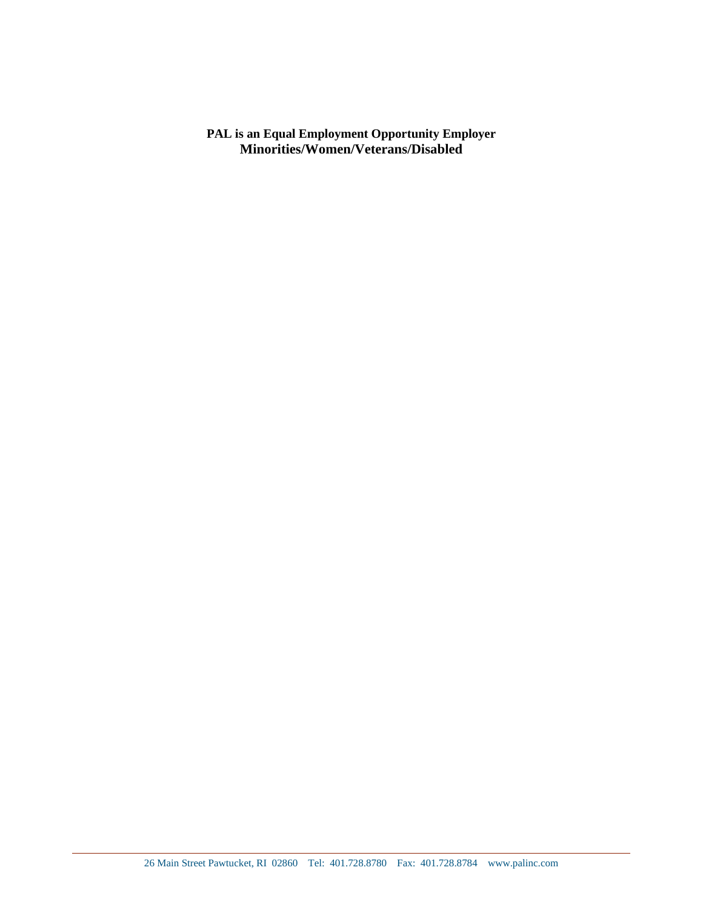**PAL is an Equal Employment Opportunity Employer**
**Minorities/Women/Veterans/Disabled**